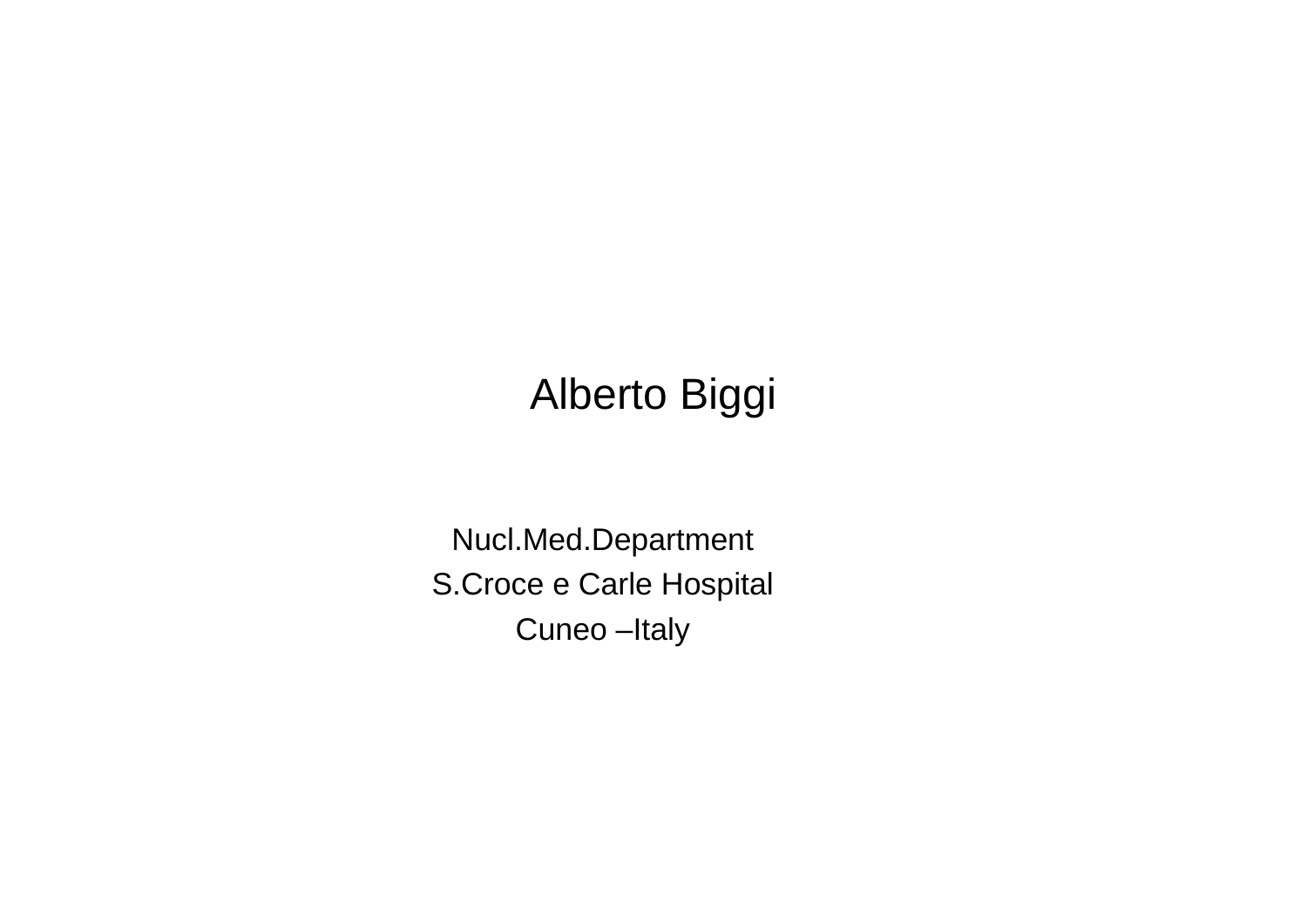Alberto Biggi

Nucl.Med.Department

S.Croce e Carle Hospital

Cuneo –Italy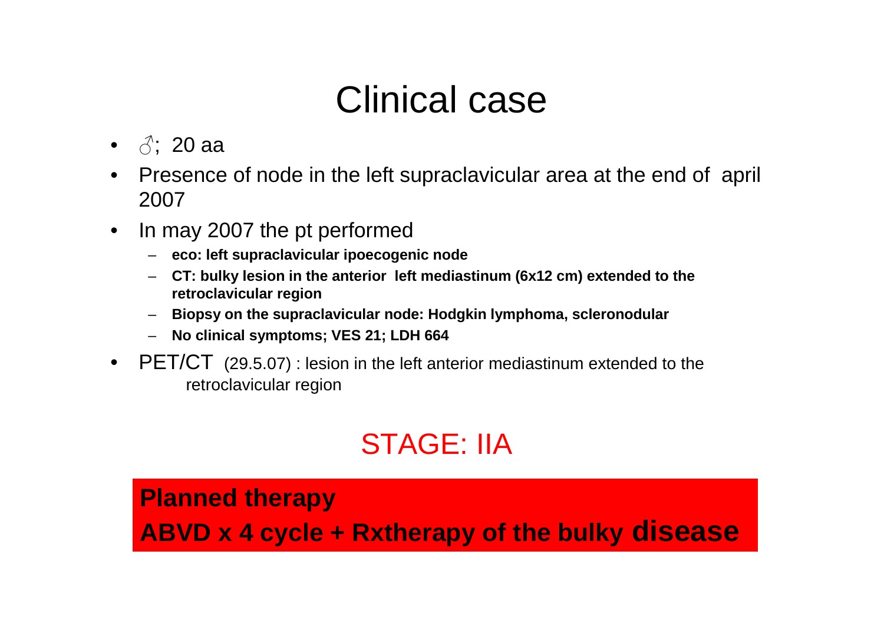# Clinical case

- ♂; 20 aa
- Presence of node in the left supraclavicular area at the end of april 2007
- In may 2007 the pt performed
  - **eco: left supraclavicular ipoecogenic node**
  - **CT: bulky lesion in the anterior left mediastinum (6x12 cm) extended to the retroclavicular region**
  - **Biopsy on the supraclavicular node: Hodgkin lymphoma, scleronodular**
  - **No clinical symptoms; VES 21; LDH 664**
- PET/CT (29.5.07) : lesion in the left anterior mediastinum extended to the retroclavicular region

STAGE: IIA

**Planned therapy**

**ABVD x 4 cycle + Rxtherapy of the bulky disease**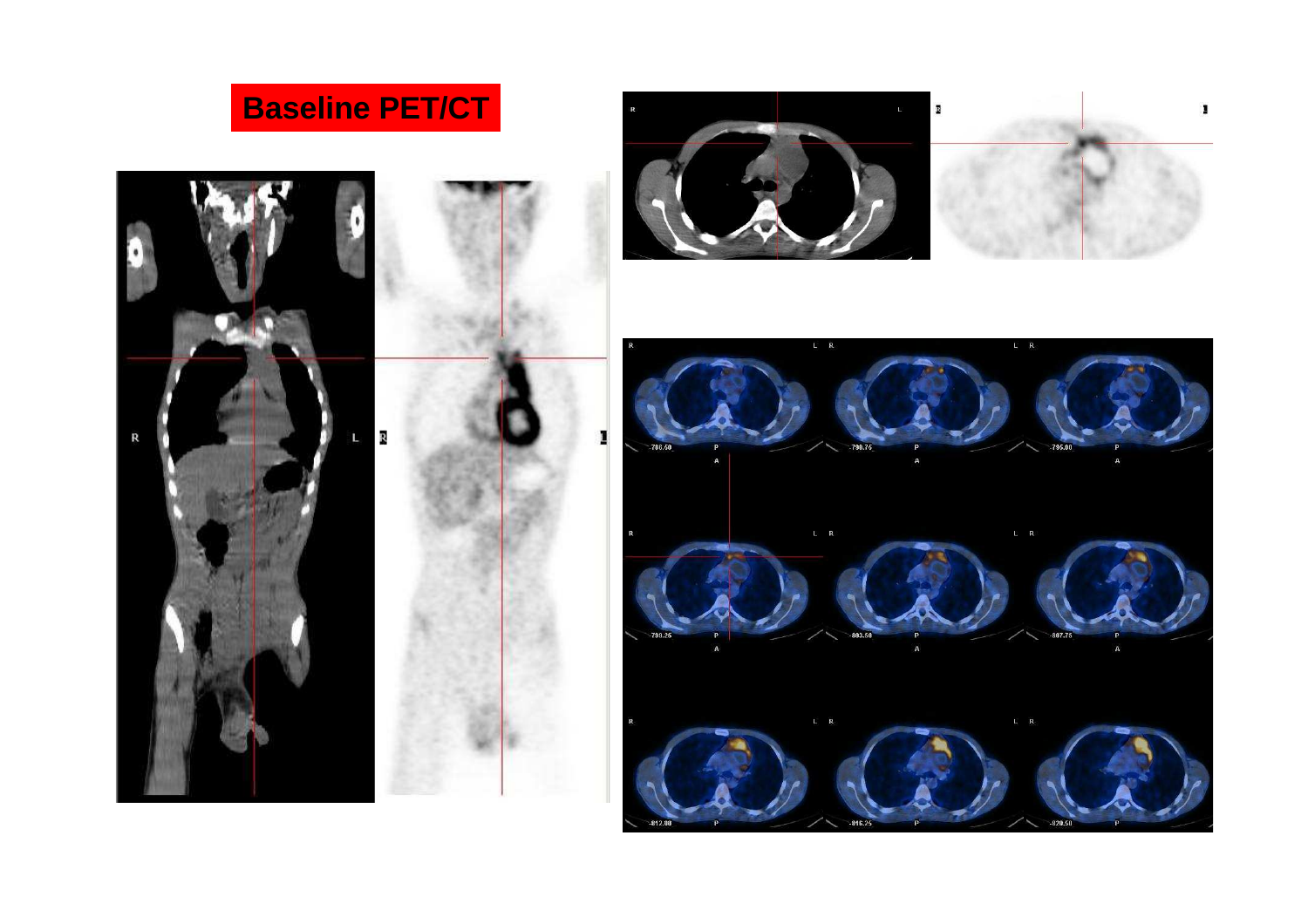# Baseline PET/CT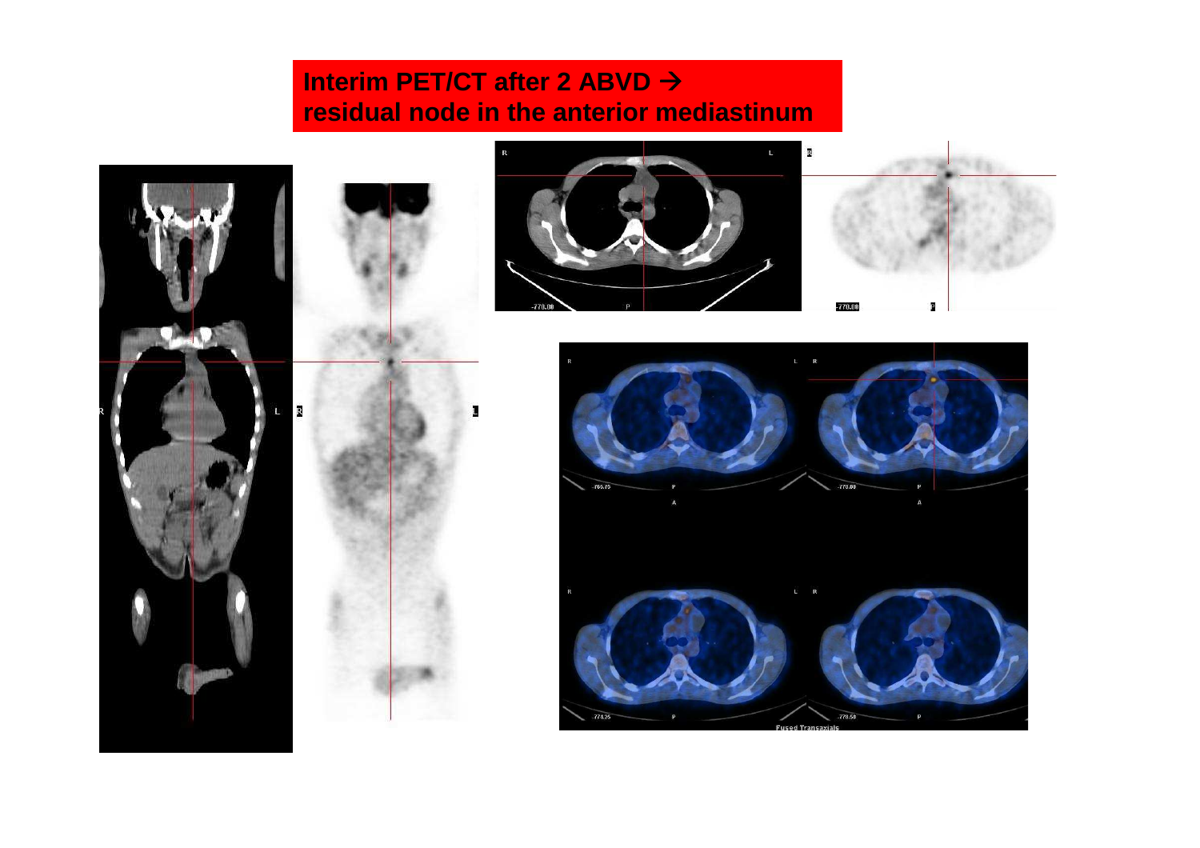**Interim PET/CT after 2 ABVD → residual node in the anterior mediastinum**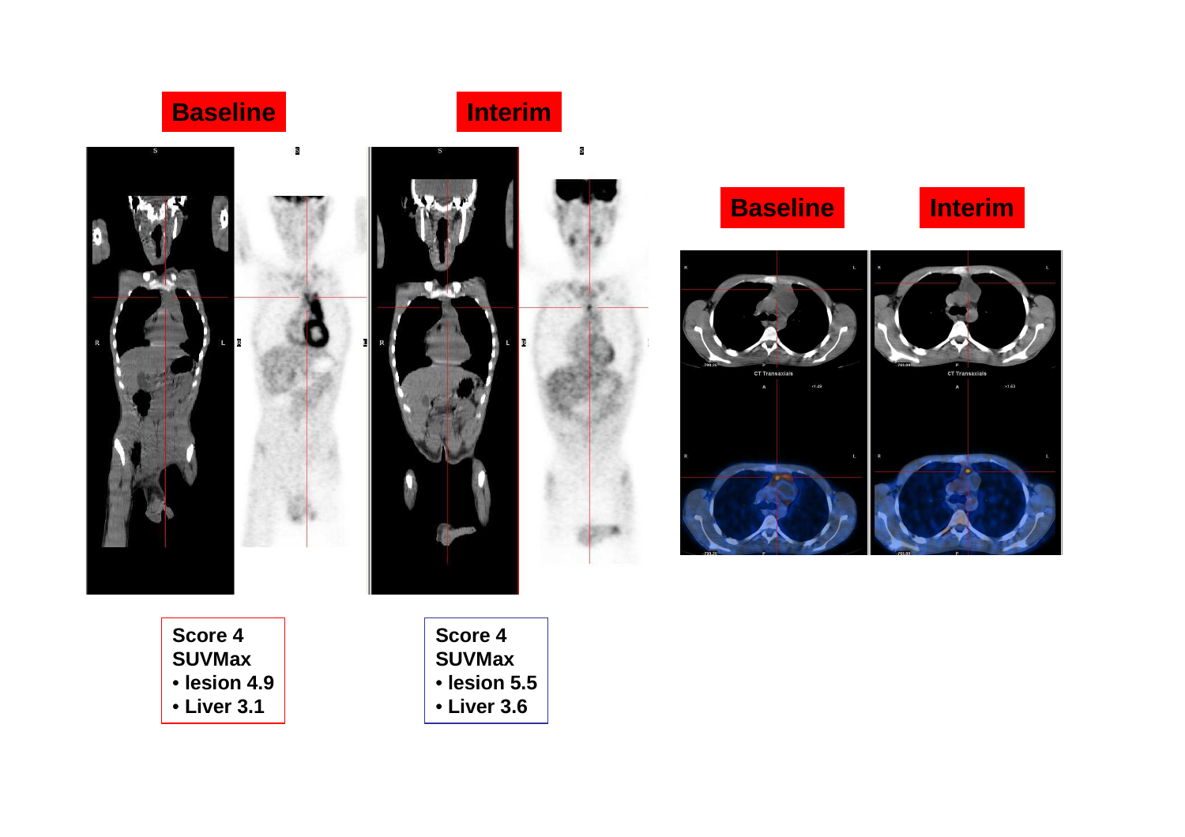**Baseline** **Interim**

**Baseline** **Interim**

**Score 4**
**SUVMax**
- **lesion 4.9**
- **Liver 3.1**

**Score 4**
**SUVMax**
- **lesion 5.5**
- **Liver 3.6**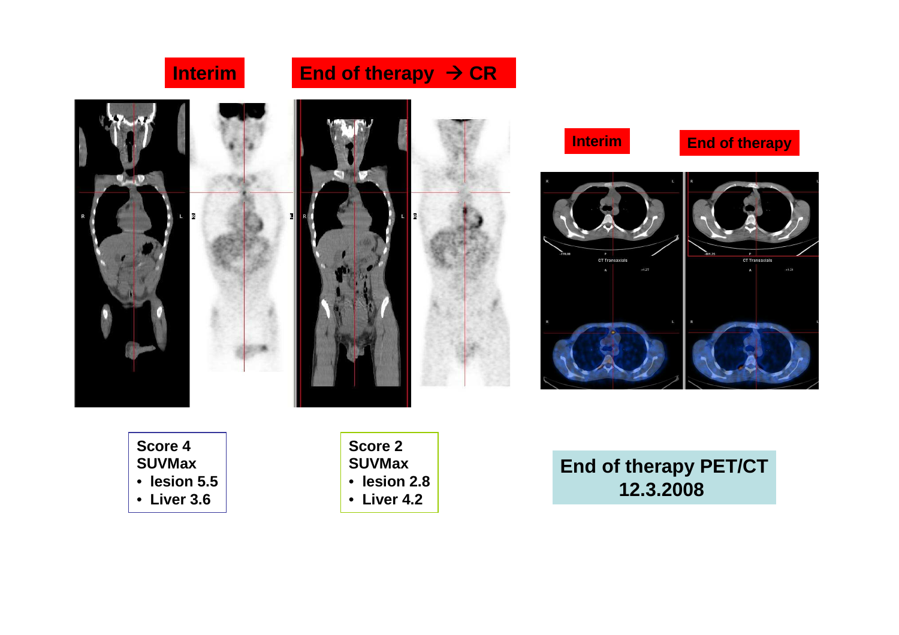Interim

End of therapy → CR

Interim

End of therapy

Score 4
SUVMax
- lesion 5.5
- Liver 3.6

Score 2
SUVMax
- lesion 2.8
- Liver 4.2

End of therapy PET/CT
12.3.2008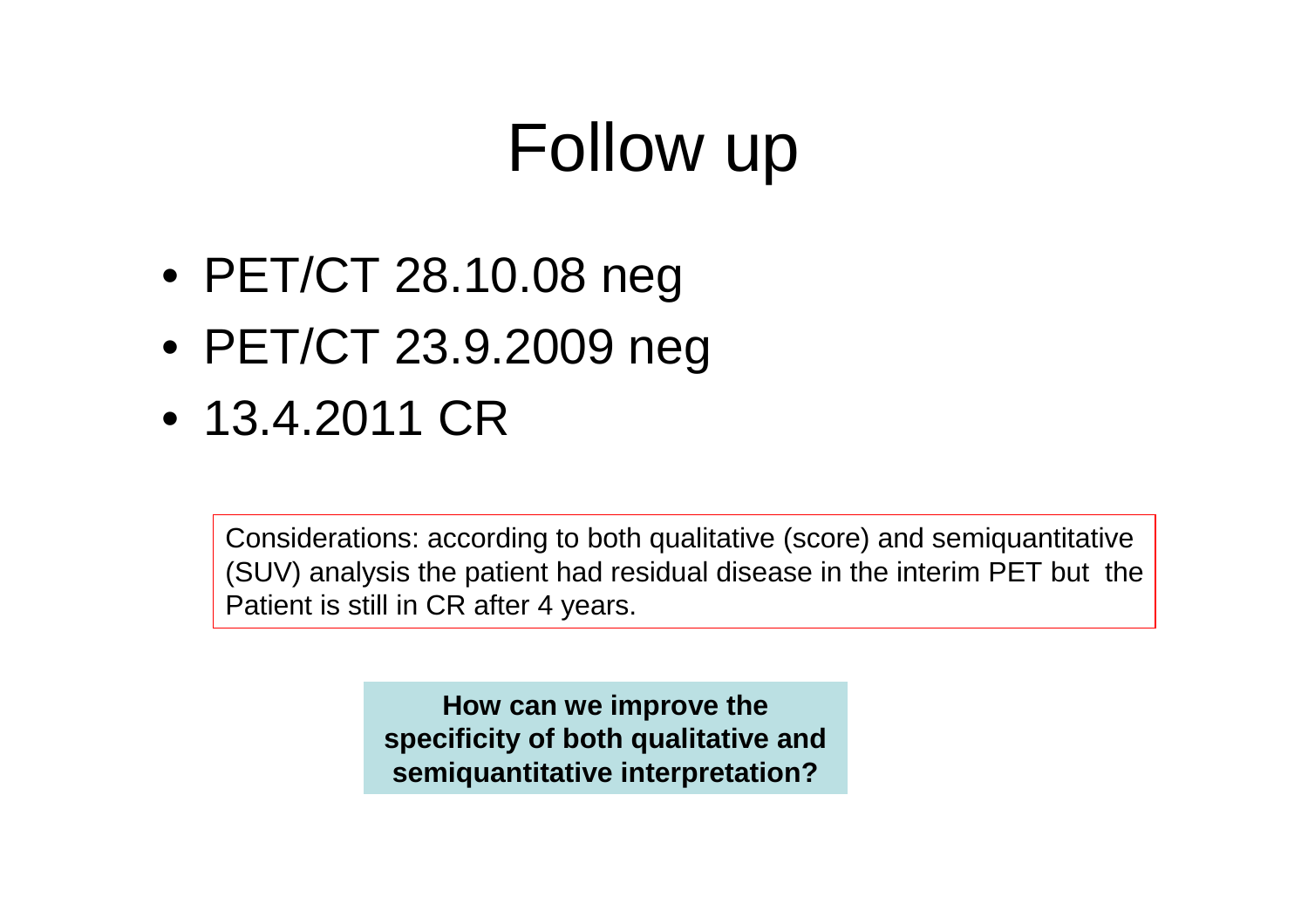# Follow up

- PET/CT 28.10.08 neg
- PET/CT 23.9.2009 neg
- 13.4.2011 CR

Considerations: according to both qualitative (score) and semiquantitative (SUV) analysis the patient had residual disease in the interim PET but the Patient is still in CR after 4 years.

**How can we improve the specificity of both qualitative and semiquantitative interpretation?**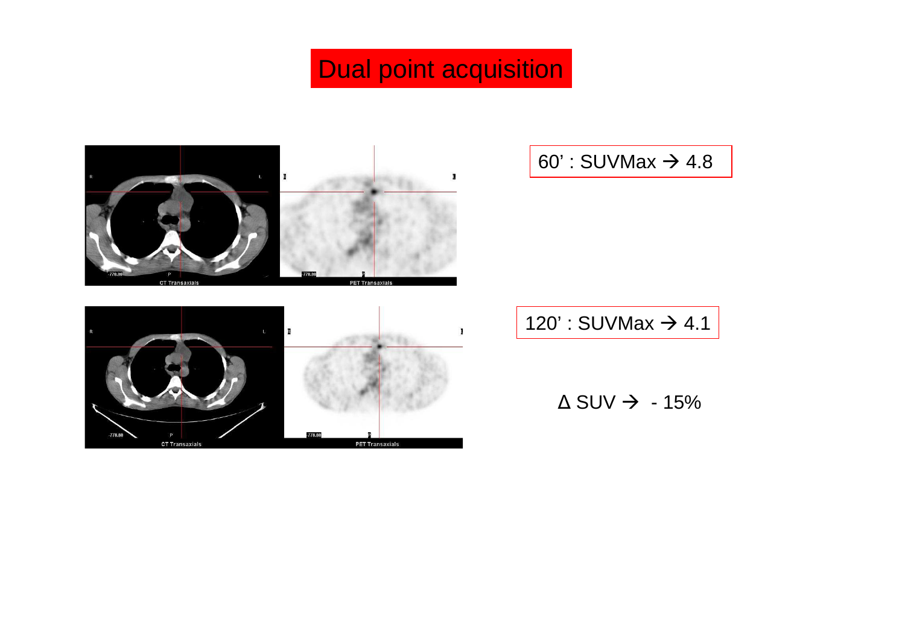# Dual point acquisition

60' : SUVMax → 4.8

120' : SUVMax → 4.1

Δ SUV → - 15%